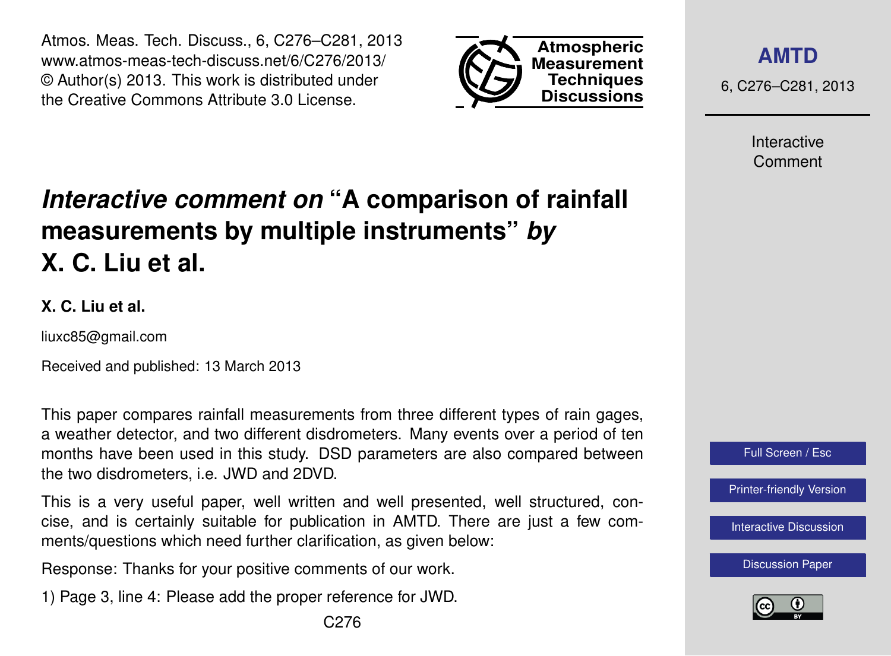Atmos. Meas. Tech. Discuss., 6, C276–C281, 2013
www.atmos-meas-tech-discuss.net/6/C276/2013/
© Author(s) 2013. This work is distributed under
the Creative Commons Attribute 3.0 License.

# *Interactive comment on* "A comparison of rainfall measurements by multiple instruments" *by* X. C. Liu et al.

**X. C. Liu et al.**

liuxc85@gmail.com

Received and published: 13 March 2013

This paper compares rainfall measurements from three different types of rain gages, a weather detector, and two different disdrometers. Many events over a period of ten months have been used in this study. DSD parameters are also compared between the two disdrometers, i.e. JWD and 2DVD.

This is a very useful paper, well written and well presented, well structured, concise, and is certainly suitable for publication in AMTD. There are just a few comments/questions which need further clarification, as given below:

Response: Thanks for your positive comments of our work.

1) Page 3, line 4: Please add the proper reference for JWD.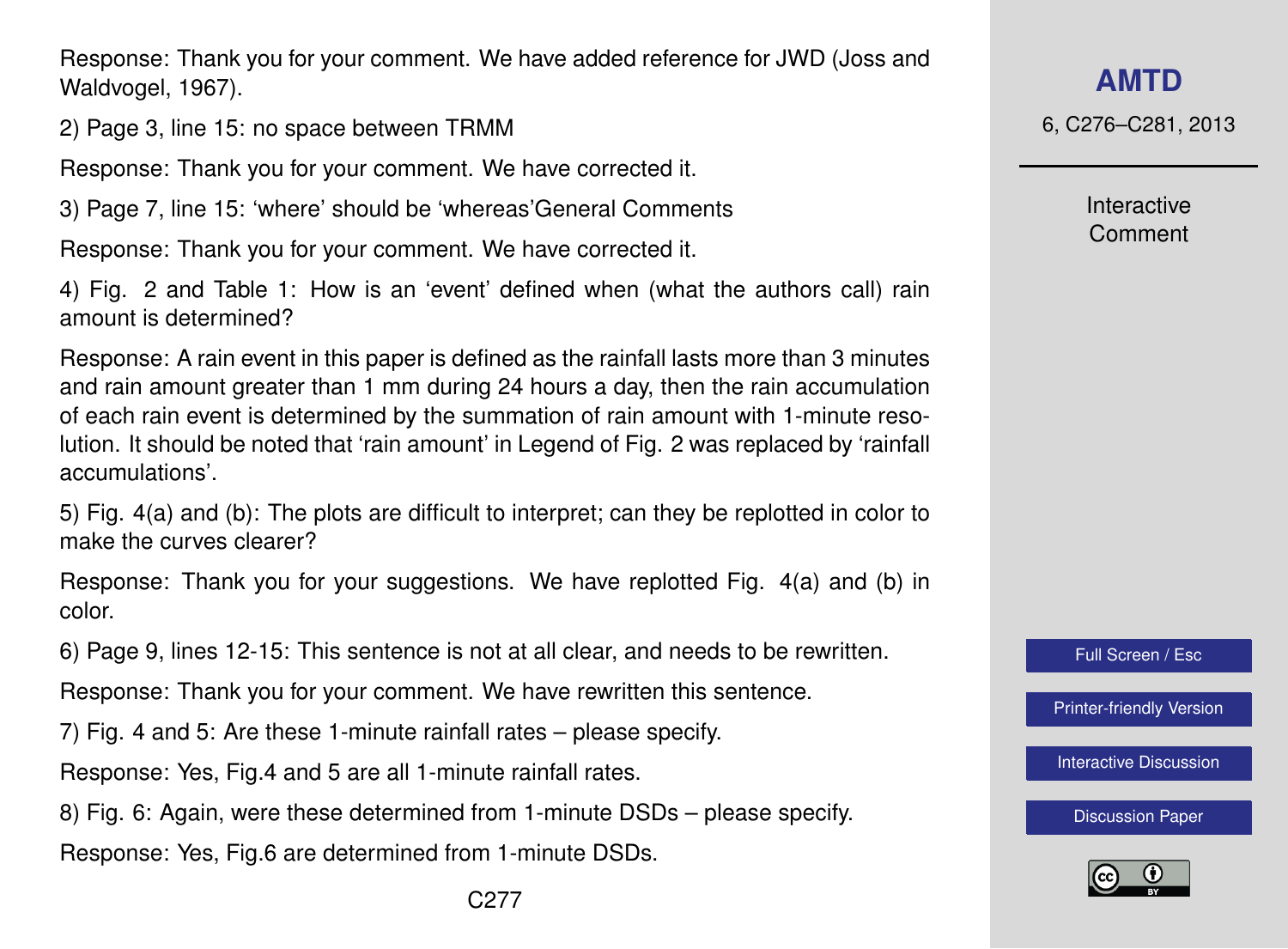Response: Thank you for your comment. We have added reference for JWD (Joss and Waldvogel, 1967).

2) Page 3, line 15: no space between TRMM

Response: Thank you for your comment. We have corrected it.

3) Page 7, line 15: 'where' should be 'whereas'General Comments

Response: Thank you for your comment. We have corrected it.

4) Fig. 2 and Table 1: How is an 'event' defined when (what the authors call) rain amount is determined?

Response: A rain event in this paper is defined as the rainfall lasts more than 3 minutes and rain amount greater than 1 mm during 24 hours a day, then the rain accumulation of each rain event is determined by the summation of rain amount with 1-minute resolution. It should be noted that 'rain amount' in Legend of Fig. 2 was replaced by 'rainfall accumulations'.

5) Fig. 4(a) and (b): The plots are difficult to interpret; can they be replotted in color to make the curves clearer?

Response: Thank you for your suggestions. We have replotted Fig. 4(a) and (b) in color.

6) Page 9, lines 12-15: This sentence is not at all clear, and needs to be rewritten.

Response: Thank you for your comment. We have rewritten this sentence.

7) Fig. 4 and 5: Are these 1-minute rainfall rates – please specify.

Response: Yes, Fig.4 and 5 are all 1-minute rainfall rates.

8) Fig. 6: Again, were these determined from 1-minute DSDs – please specify.

Response: Yes, Fig.6 are determined from 1-minute DSDs.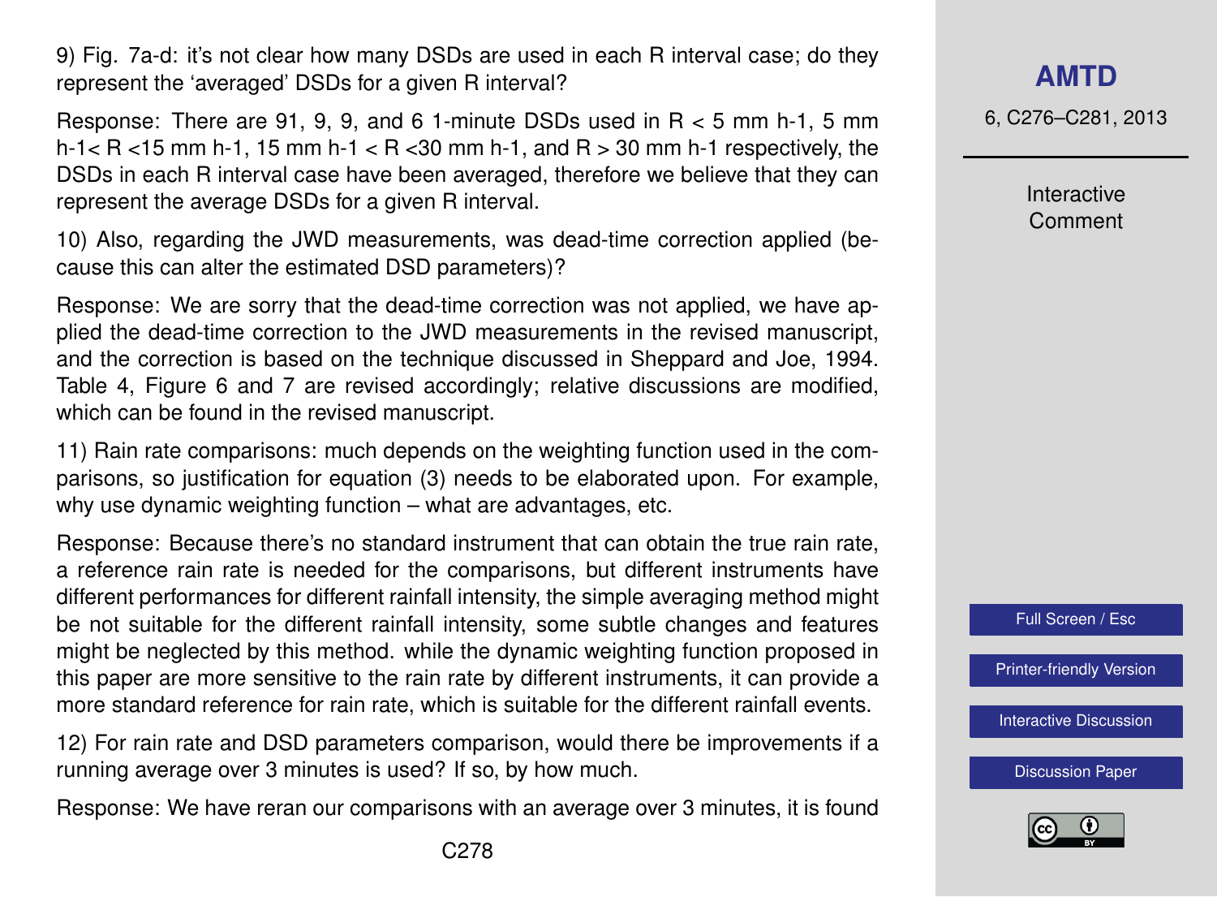9) Fig. 7a-d: it's not clear how many DSDs are used in each R interval case; do they represent the 'averaged' DSDs for a given R interval?

Response: There are 91, 9, 9, and 6 1-minute DSDs used in $R < 5$ mm h-1, 5 mm h-1< $R$ <15 mm h-1, 15 mm h-1 < $R$ <30 mm h-1, and $R > 30$ mm h-1 respectively, the DSDs in each R interval case have been averaged, therefore we believe that they can represent the average DSDs for a given R interval.

10) Also, regarding the JWD measurements, was dead-time correction applied (because this can alter the estimated DSD parameters)?

Response: We are sorry that the dead-time correction was not applied, we have applied the dead-time correction to the JWD measurements in the revised manuscript, and the correction is based on the technique discussed in Sheppard and Joe, 1994. Table 4, Figure 6 and 7 are revised accordingly; relative discussions are modified, which can be found in the revised manuscript.

11) Rain rate comparisons: much depends on the weighting function used in the comparisons, so justification for equation (3) needs to be elaborated upon. For example, why use dynamic weighting function – what are advantages, etc.

Response: Because there's no standard instrument that can obtain the true rain rate, a reference rain rate is needed for the comparisons, but different instruments have different performances for different rainfall intensity, the simple averaging method might be not suitable for the different rainfall intensity, some subtle changes and features might be neglected by this method. while the dynamic weighting function proposed in this paper are more sensitive to the rain rate by different instruments, it can provide a more standard reference for rain rate, which is suitable for the different rainfall events.

12) For rain rate and DSD parameters comparison, would there be improvements if a running average over 3 minutes is used? If so, by how much.

Response: We have reran our comparisons with an average over 3 minutes, it is found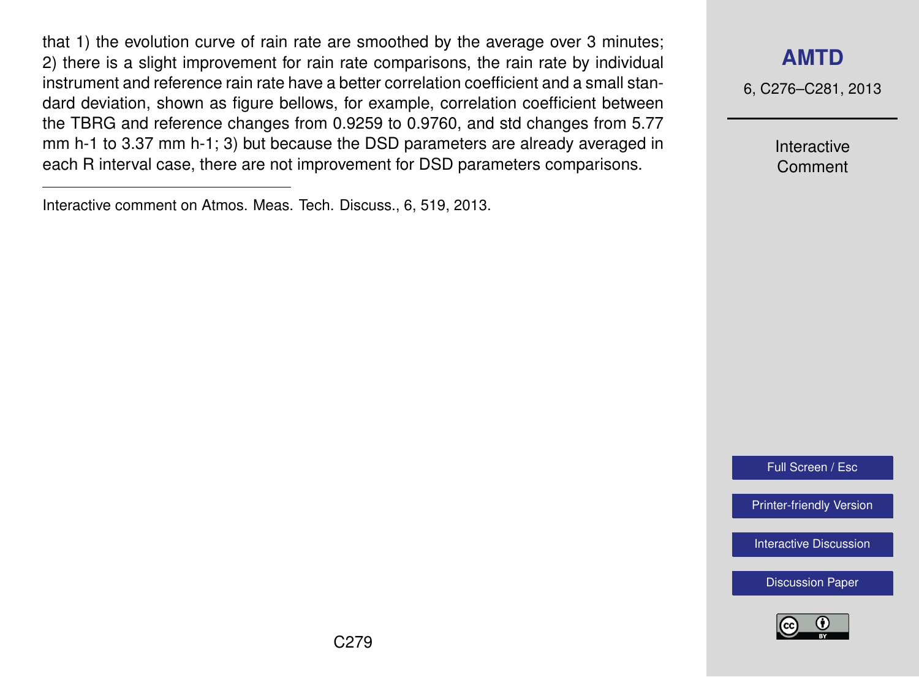that 1) the evolution curve of rain rate are smoothed by the average over 3 minutes; 2) there is a slight improvement for rain rate comparisons, the rain rate by individual instrument and reference rain rate have a better correlation coefficient and a small standard deviation, shown as figure bellows, for example, correlation coefficient between the TBRG and reference changes from 0.9259 to 0.9760, and std changes from 5.77 mm h-1 to 3.37 mm h-1; 3) but because the DSD parameters are already averaged in each R interval case, there are not improvement for DSD parameters comparisons.

---

Interactive comment on Atmos. Meas. Tech. Discuss., 6, 519, 2013.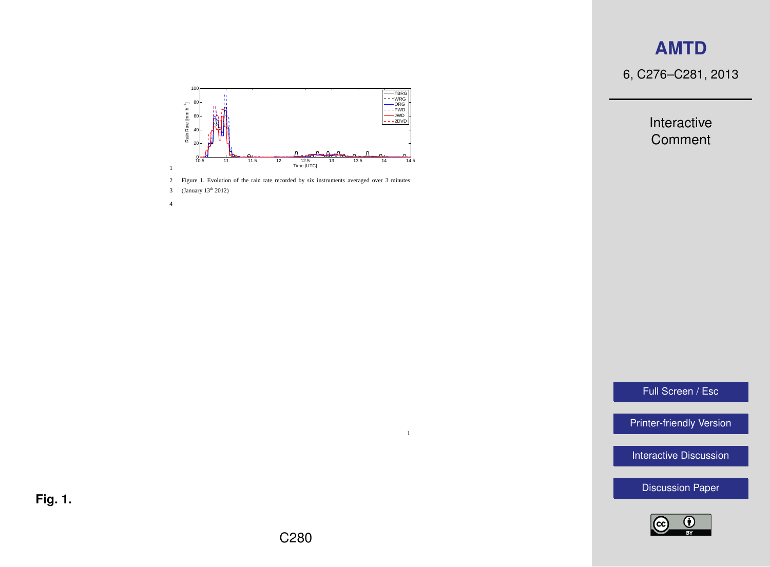Figure 1. Evolution of the rain rate recorded by six instruments averaged over 3 minutes (January 13th 2012)

**Fig. 1.**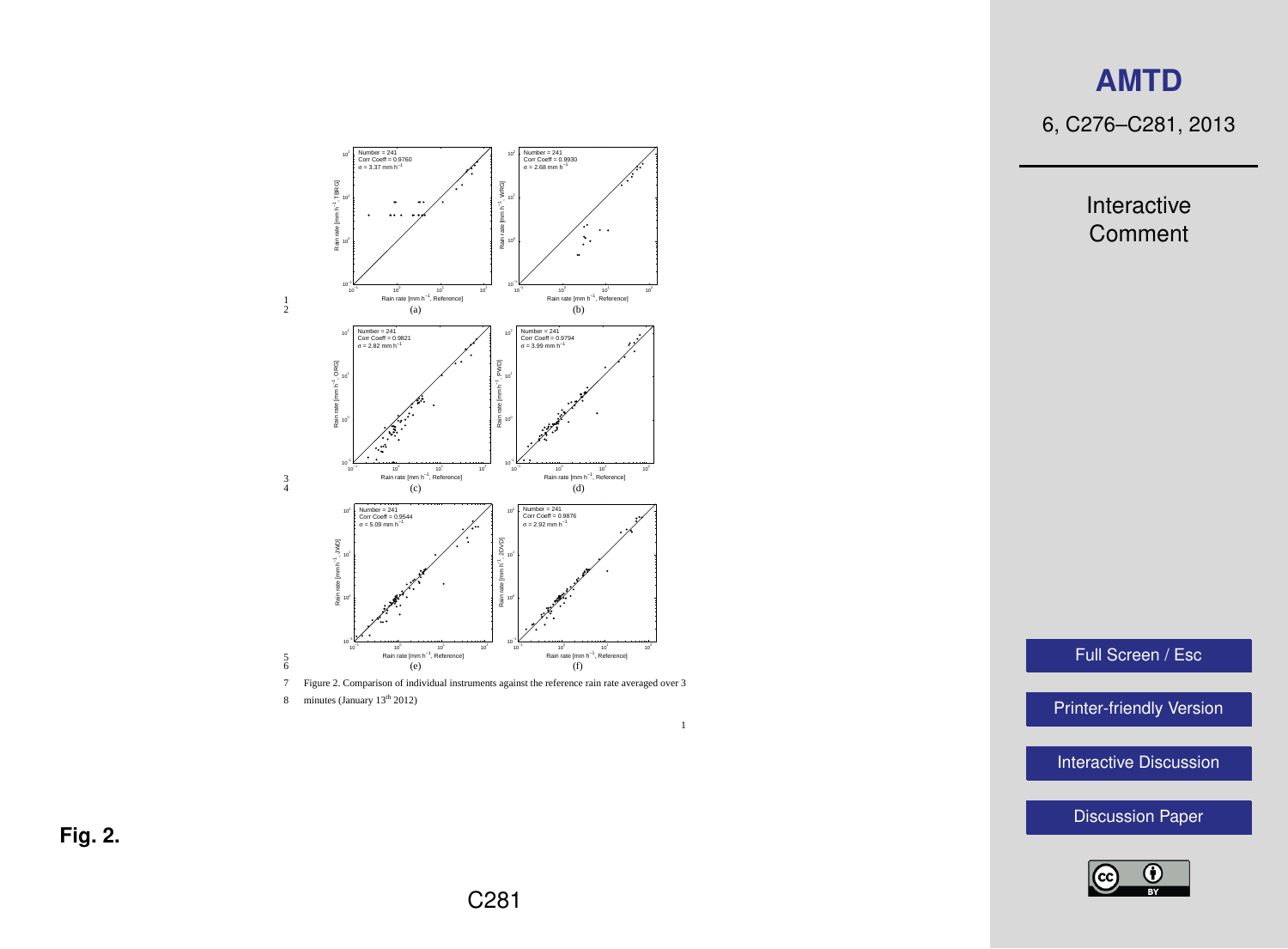Number = 241
Corr Coeff = 0.9760
σ = 3.37 mm h$^{-1}$

Rain rate [mm h$^{-1}$, TBRG]

Rain rate [mm h$^{-1}$, Reference]

(a)

Number = 241
Corr Coeff = 0.9930
σ = 2.68 mm h$^{-1}$

Rain rate [mm h$^{-1}$, WRG]

Rain rate [mm h$^{-1}$, Reference]

(b)

Number = 241
Corr Coeff = 0.9821
σ = 2.82 mm h$^{-1}$

Rain rate [mm h$^{-1}$, ORG]

Rain rate [mm h$^{-1}$, Reference]

(c)

Number = 241
Corr Coeff = 0.9794
σ = 3.99 mm h$^{-1}$

Rain rate [mm h$^{-1}$, PWD]

Rain rate [mm h$^{-1}$, Reference]

(d)

Number = 241
Corr Coeff = 0.9544
σ = 5.09 mm h$^{-1}$

Rain rate [mm h$^{-1}$, JWD]

Rain rate [mm h$^{-1}$, Reference]

(e)

Number = 241
Corr Coeff = 0.9876
σ = 2.92 mm h$^{-1}$

Rain rate [mm h$^{-1}$, 2DVD]

Rain rate [mm h$^{-1}$, Reference]

(f)

Figure 2. Comparison of individual instruments against the reference rain rate averaged over 3 minutes (January 13th 2012)

**Fig. 2.**